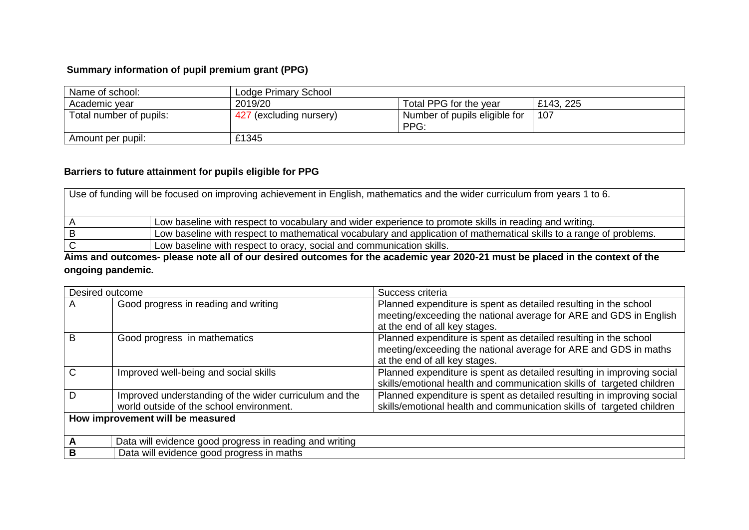### Summary information of pupil premium grant (PPG)

| Name of school: | Lodge Primary School | | |
|---|---|---|---|
| Academic year | 2019/20 | Total PPG for the year | £143, 225 |
| Total number of pupils: | 427 (excluding nursery) | Number of pupils eligible for PPG: | 107 |
| Amount per pupil: | £1345 | | |

### Barriers to future attainment for pupils eligible for PPG

| Use of funding will be focused on improving achievement in English, mathematics and the wider curriculum from years 1 to 6. | |
|---|---|
| A | Low baseline with respect to vocabulary and wider experience to promote skills in reading and writing. |
| B | Low baseline with respect to mathematical vocabulary and application of mathematical skills to a range of problems. |
| C | Low baseline with respect to oracy, social and communication skills. |

**Aims and outcomes- please note all of our desired outcomes for the academic year 2020-21 must be placed in the context of the ongoing pandemic.**

| Desired outcome | | Success criteria |
|---|---|---|
| A | Good progress in reading and writing | Planned expenditure is spent as detailed resulting in the school meeting/exceeding the national average for ARE and GDS in English at the end of all key stages. |
| B | Good progress in mathematics | Planned expenditure is spent as detailed resulting in the school meeting/exceeding the national average for ARE and GDS in maths at the end of all key stages. |
| C | Improved well-being and social skills | Planned expenditure is spent as detailed resulting in improving social skills/emotional health and communication skills of targeted children |
| D | Improved understanding of the wider curriculum and the world outside of the school environment. | Planned expenditure is spent as detailed resulting in improving social skills/emotional health and communication skills of targeted children |

| **How improvement will be measured** | |
|---|---|
| **A** | Data will evidence good progress in reading and writing |
| **B** | Data will evidence good progress in maths |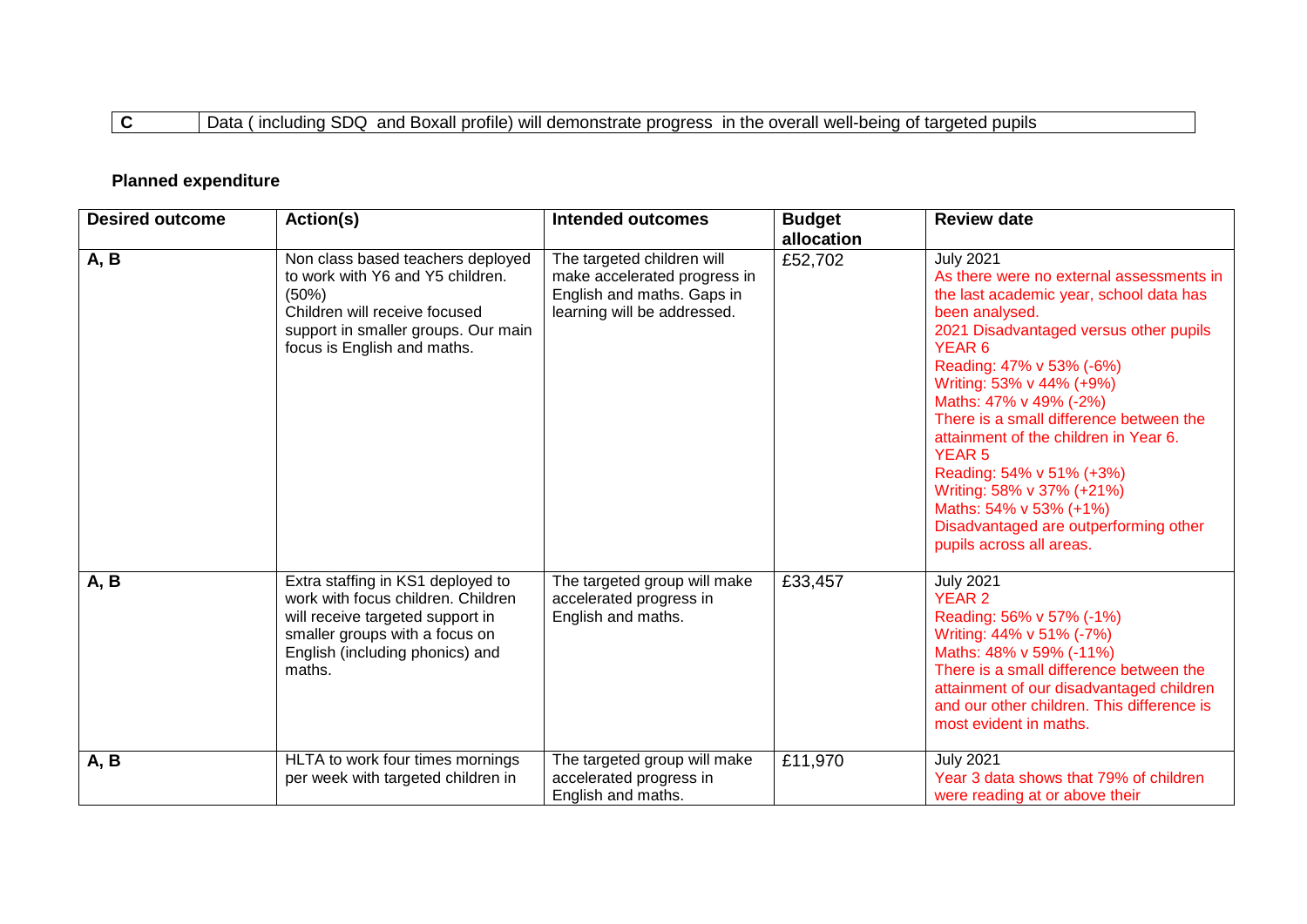| C | Data ( including SDQ and Boxall profile) will demonstrate progress in the overall well-being of targeted pupils |
|---|---|

## Planned expenditure

| Desired outcome | Action(s) | Intended outcomes | Budget allocation | Review date |
|---|---|---|---|---|
| A, B | Non class based teachers deployed to work with Y6 and Y5 children. (50%)<br>Children will receive focused support in smaller groups. Our main focus is English and maths. | The targeted children will make accelerated progress in English and maths. Gaps in learning will be addressed. | £52,702 | July 2021<br>As there were no external assessments in the last academic year, school data has been analysed.<br>2021 Disadvantaged versus other pupils<br>YEAR 6<br>Reading: 47% v 53% (-6%)<br>Writing: 53% v 44% (+9%)<br>Maths: 47% v 49% (-2%)<br>There is a small difference between the attainment of the children in Year 6.<br>YEAR 5<br>Reading: 54% v 51% (+3%)<br>Writing: 58% v 37% (+21%)<br>Maths: 54% v 53% (+1%)<br>Disadvantaged are outperforming other pupils across all areas. |
| A, B | Extra staffing in KS1 deployed to work with focus children. Children will receive targeted support in smaller groups with a focus on English (including phonics) and maths. | The targeted group will make accelerated progress in English and maths. | £33,457 | July 2021<br>YEAR 2<br>Reading: 56% v 57% (-1%)<br>Writing: 44% v 51% (-7%)<br>Maths: 48% v 59% (-11%)<br>There is a small difference between the attainment of our disadvantaged children and our other children. This difference is most evident in maths. |
| A, B | HLTA to work four times mornings per week with targeted children in | The targeted group will make accelerated progress in English and maths. | £11,970 | July 2021<br>Year 3 data shows that 79% of children were reading at or above their |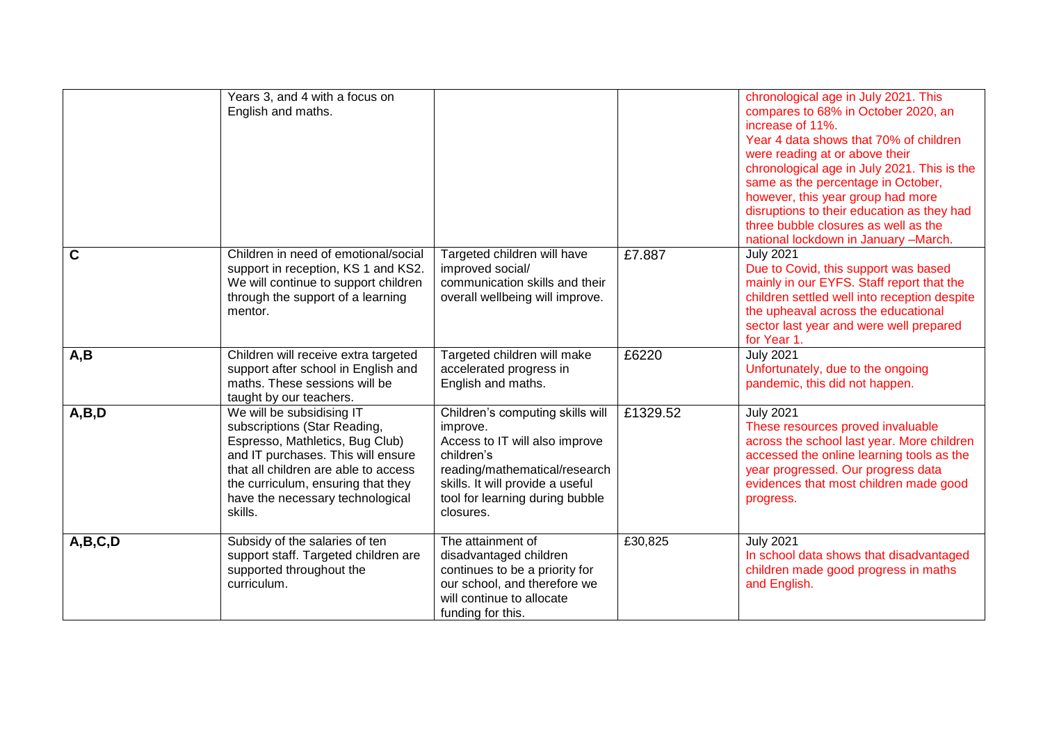| | | | | |
|---|---|---|---|---|
| | Years 3, and 4 with a focus on English and maths. | | | chronological age in July 2021. This compares to 68% in October 2020, an increase of 11%.<br>Year 4 data shows that 70% of children were reading at or above their chronological age in July 2021. This is the same as the percentage in October, however, this year group had more disruptions to their education as they had three bubble closures as well as the national lockdown in January –March. |
| **C** | Children in need of emotional/social support in reception, KS 1 and KS2. We will continue to support children through the support of a learning mentor. | Targeted children will have improved social/ communication skills and their overall wellbeing will improve. | £7.887 | July 2021<br>Due to Covid, this support was based mainly in our EYFS. Staff report that the children settled well into reception despite the upheaval across the educational sector last year and were well prepared for Year 1. |
| **A,B** | Children will receive extra targeted support after school in English and maths. These sessions will be taught by our teachers. | Targeted children will make accelerated progress in English and maths. | £6220 | July 2021<br>Unfortunately, due to the ongoing pandemic, this did not happen. |
| **A,B,D** | We will be subsidising IT subscriptions (Star Reading, Espresso, Mathletics, Bug Club) and IT purchases. This will ensure that all children are able to access the curriculum, ensuring that they have the necessary technological skills. | Children's computing skills will improve.<br>Access to IT will also improve children's reading/mathematical/research skills. It will provide a useful tool for learning during bubble closures. | £1329.52 | July 2021<br>These resources proved invaluable across the school last year. More children accessed the online learning tools as the year progressed. Our progress data evidences that most children made good progress. |
| **A,B,C,D** | Subsidy of the salaries of ten support staff. Targeted children are supported throughout the curriculum. | The attainment of disadvantaged children continues to be a priority for our school, and therefore we will continue to allocate funding for this. | £30,825 | July 2021<br>In school data shows that disadvantaged children made good progress in maths and English. |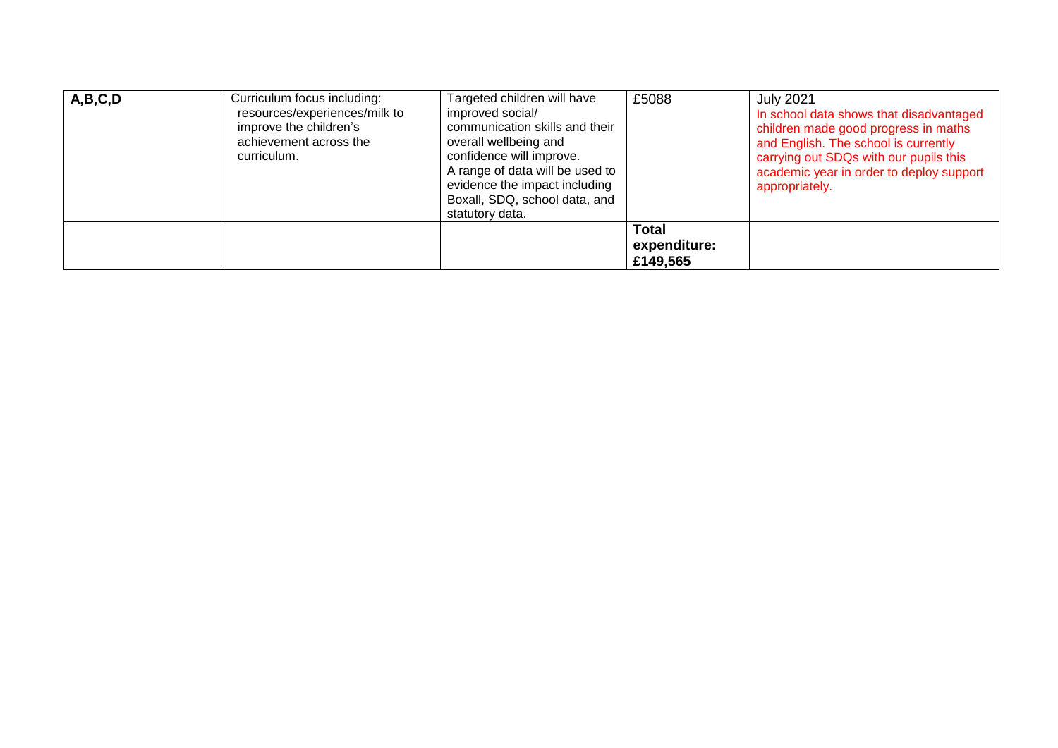| | | | | |
|---|---|---|---|---|
| **A,B,C,D** | Curriculum focus including: resources/experiences/milk to improve the children's achievement across the curriculum. | Targeted children will have improved social/ communication skills and their overall wellbeing and confidence will improve. A range of data will be used to evidence the impact including Boxall, SDQ, school data, and statutory data. | £5088 | July 2021 In school data shows that disadvantaged children made good progress in maths and English. The school is currently carrying out SDQs with our pupils this academic year in order to deploy support appropriately. |
| | | | **Total expenditure: £149,565** | |